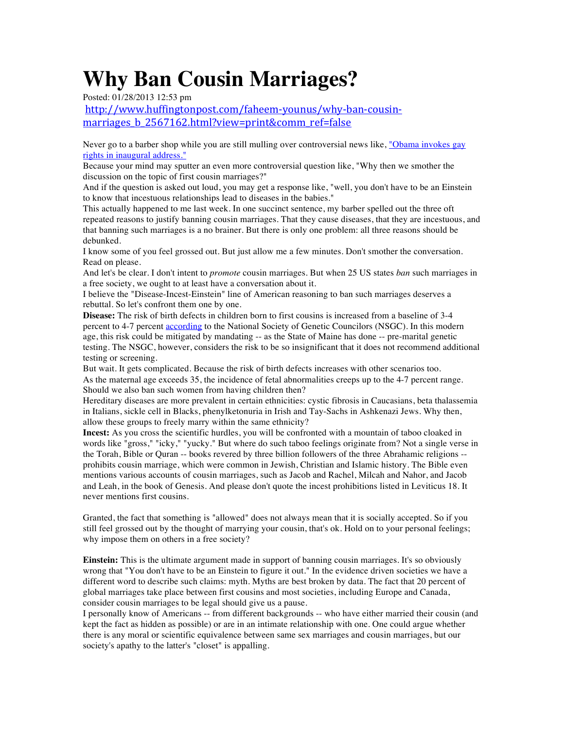# Why Ban Cousin Marriages?

Posted: 01/28/2013 12:53 pm

http://www.huffingtonpost.com/faheem-younus/why-ban-cousin-marriages_b_2567162.html?view=print&comm_ref=false

Never go to a barber shop while you are still mulling over controversial news like, "Obama invokes gay rights in inaugural address."

Because your mind may sputter an even more controversial question like, "Why then we smother the discussion on the topic of first cousin marriages?"

And if the question is asked out loud, you may get a response like, "well, you don't have to be an Einstein to know that incestuous relationships lead to diseases in the babies."

This actually happened to me last week. In one succinct sentence, my barber spelled out the three oft repeated reasons to justify banning cousin marriages. That they cause diseases, that they are incestuous, and that banning such marriages is a no brainer. But there is only one problem: all three reasons should be debunked.

I know some of you feel grossed out. But just allow me a few minutes. Don't smother the conversation. Read on please.

And let's be clear. I don't intent to *promote* cousin marriages. But when 25 US states *ban* such marriages in a free society, we ought to at least have a conversation about it.

I believe the "Disease-Incest-Einstein" line of American reasoning to ban such marriages deserves a rebuttal. So let's confront them one by one.

**Disease:** The risk of birth defects in children born to first cousins is increased from a baseline of 3-4 percent to 4-7 percent according to the National Society of Genetic Councilors (NSGC). In this modern age, this risk could be mitigated by mandating -- as the State of Maine has done -- pre-marital genetic testing. The NSGC, however, considers the risk to be so insignificant that it does not recommend additional testing or screening.

But wait. It gets complicated. Because the risk of birth defects increases with other scenarios too.

As the maternal age exceeds 35, the incidence of fetal abnormalities creeps up to the 4-7 percent range. Should we also ban such women from having children then?

Hereditary diseases are more prevalent in certain ethnicities: cystic fibrosis in Caucasians, beta thalassemia in Italians, sickle cell in Blacks, phenylketonuria in Irish and Tay-Sachs in Ashkenazi Jews. Why then, allow these groups to freely marry within the same ethnicity?

**Incest:** As you cross the scientific hurdles, you will be confronted with a mountain of taboo cloaked in words like "gross," "icky," "yucky." But where do such taboo feelings originate from? Not a single verse in the Torah, Bible or Quran -- books revered by three billion followers of the three Abrahamic religions -- prohibits cousin marriage, which were common in Jewish, Christian and Islamic history. The Bible even mentions various accounts of cousin marriages, such as Jacob and Rachel, Milcah and Nahor, and Jacob and Leah, in the book of Genesis. And please don't quote the incest prohibitions listed in Leviticus 18. It never mentions first cousins.

Granted, the fact that something is "allowed" does not always mean that it is socially accepted. So if you still feel grossed out by the thought of marrying your cousin, that's ok. Hold on to your personal feelings; why impose them on others in a free society?

**Einstein:** This is the ultimate argument made in support of banning cousin marriages. It's so obviously wrong that "You don't have to be an Einstein to figure it out." In the evidence driven societies we have a different word to describe such claims: myth. Myths are best broken by data. The fact that 20 percent of global marriages take place between first cousins and most societies, including Europe and Canada, consider cousin marriages to be legal should give us a pause.

I personally know of Americans -- from different backgrounds -- who have either married their cousin (and kept the fact as hidden as possible) or are in an intimate relationship with one. One could argue whether there is any moral or scientific equivalence between same sex marriages and cousin marriages, but our society's apathy to the latter's "closet" is appalling.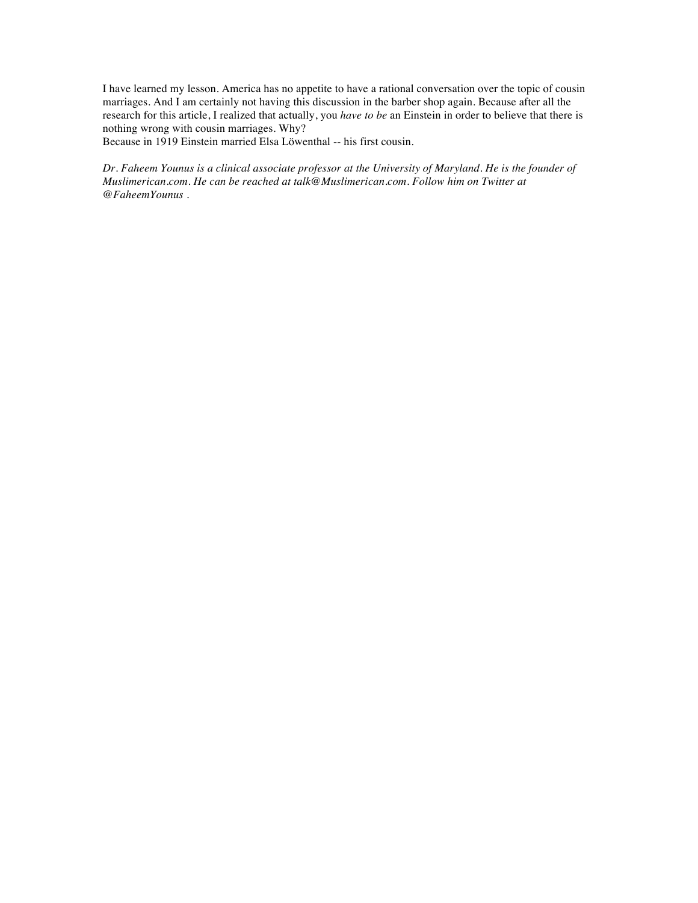I have learned my lesson. America has no appetite to have a rational conversation over the topic of cousin marriages. And I am certainly not having this discussion in the barber shop again. Because after all the research for this article, I realized that actually, you *have to be* an Einstein in order to believe that there is nothing wrong with cousin marriages. Why?
Because in 1919 Einstein married Elsa Löwenthal -- his first cousin.

*Dr. Faheem Younus is a clinical associate professor at the University of Maryland. He is the founder of Muslimerican.com. He can be reached at talk@Muslimerican.com. Follow him on Twitter at @FaheemYounus .*